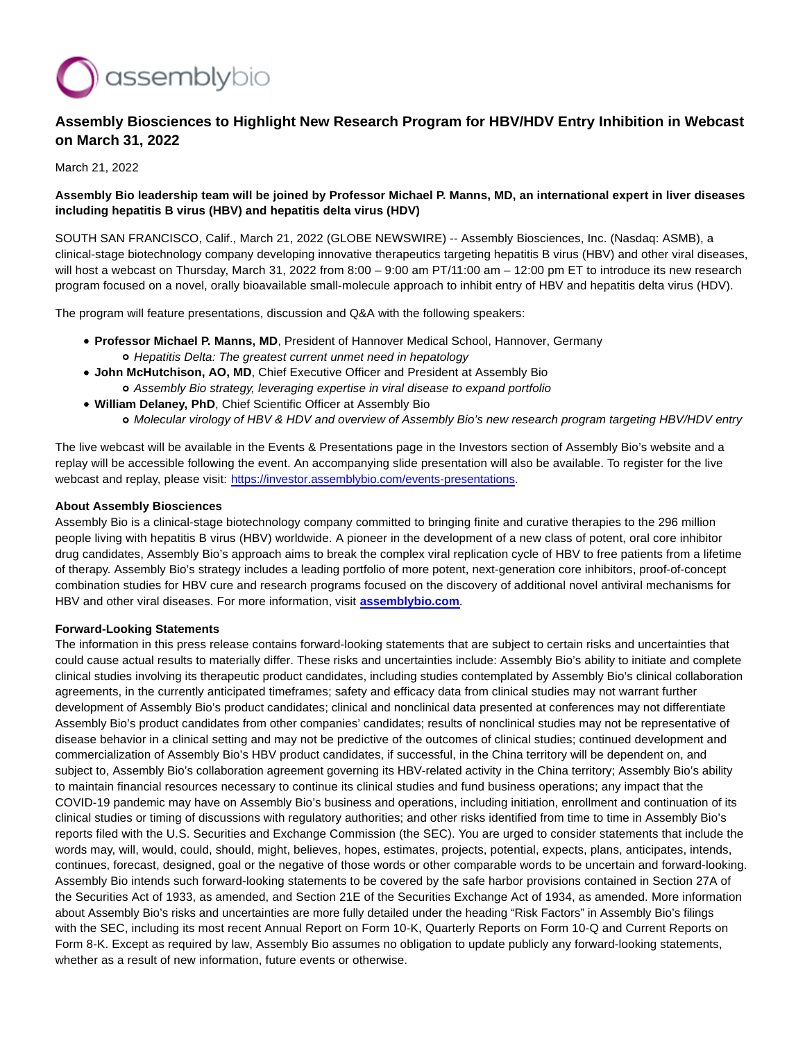# Assembly Biosciences to Highlight New Research Program for HBV/HDV Entry Inhibition in Webcast on March 31, 2022

March 21, 2022

**Assembly Bio leadership team will be joined by Professor Michael P. Manns, MD, an international expert in liver diseases including hepatitis B virus (HBV) and hepatitis delta virus (HDV)**

SOUTH SAN FRANCISCO, Calif., March 21, 2022 (GLOBE NEWSWIRE) -- Assembly Biosciences, Inc. (Nasdaq: ASMB), a clinical-stage biotechnology company developing innovative therapeutics targeting hepatitis B virus (HBV) and other viral diseases, will host a webcast on Thursday, March 31, 2022 from 8:00 – 9:00 am PT/11:00 am – 12:00 pm ET to introduce its new research program focused on a novel, orally bioavailable small-molecule approach to inhibit entry of HBV and hepatitis delta virus (HDV).

The program will feature presentations, discussion and Q&A with the following speakers:

- **Professor Michael P. Manns, MD**, President of Hannover Medical School, Hannover, Germany
  - *Hepatitis Delta: The greatest current unmet need in hepatology*
- **John McHutchison, AO, MD**, Chief Executive Officer and President at Assembly Bio
  - *Assembly Bio strategy, leveraging expertise in viral disease to expand portfolio*
- **William Delaney, PhD**, Chief Scientific Officer at Assembly Bio
  - *Molecular virology of HBV & HDV and overview of Assembly Bio's new research program targeting HBV/HDV entry*

The live webcast will be available in the Events & Presentations page in the Investors section of Assembly Bio's website and a replay will be accessible following the event. An accompanying slide presentation will also be available. To register for the live webcast and replay, please visit: https://investor.assemblybio.com/events-presentations.

**About Assembly Biosciences**

Assembly Bio is a clinical-stage biotechnology company committed to bringing finite and curative therapies to the 296 million people living with hepatitis B virus (HBV) worldwide. A pioneer in the development of a new class of potent, oral core inhibitor drug candidates, Assembly Bio's approach aims to break the complex viral replication cycle of HBV to free patients from a lifetime of therapy. Assembly Bio's strategy includes a leading portfolio of more potent, next-generation core inhibitors, proof-of-concept combination studies for HBV cure and research programs focused on the discovery of additional novel antiviral mechanisms for HBV and other viral diseases. For more information, visit **assemblybio.com**.

**Forward-Looking Statements**

The information in this press release contains forward-looking statements that are subject to certain risks and uncertainties that could cause actual results to materially differ. These risks and uncertainties include: Assembly Bio's ability to initiate and complete clinical studies involving its therapeutic product candidates, including studies contemplated by Assembly Bio's clinical collaboration agreements, in the currently anticipated timeframes; safety and efficacy data from clinical studies may not warrant further development of Assembly Bio's product candidates; clinical and nonclinical data presented at conferences may not differentiate Assembly Bio's product candidates from other companies' candidates; results of nonclinical studies may not be representative of disease behavior in a clinical setting and may not be predictive of the outcomes of clinical studies; continued development and commercialization of Assembly Bio's HBV product candidates, if successful, in the China territory will be dependent on, and subject to, Assembly Bio's collaboration agreement governing its HBV-related activity in the China territory; Assembly Bio's ability to maintain financial resources necessary to continue its clinical studies and fund business operations; any impact that the COVID-19 pandemic may have on Assembly Bio's business and operations, including initiation, enrollment and continuation of its clinical studies or timing of discussions with regulatory authorities; and other risks identified from time to time in Assembly Bio's reports filed with the U.S. Securities and Exchange Commission (the SEC). You are urged to consider statements that include the words may, will, would, could, should, might, believes, hopes, estimates, projects, potential, expects, plans, anticipates, intends, continues, forecast, designed, goal or the negative of those words or other comparable words to be uncertain and forward-looking. Assembly Bio intends such forward-looking statements to be covered by the safe harbor provisions contained in Section 27A of the Securities Act of 1933, as amended, and Section 21E of the Securities Exchange Act of 1934, as amended. More information about Assembly Bio's risks and uncertainties are more fully detailed under the heading "Risk Factors" in Assembly Bio's filings with the SEC, including its most recent Annual Report on Form 10-K, Quarterly Reports on Form 10-Q and Current Reports on Form 8-K. Except as required by law, Assembly Bio assumes no obligation to update publicly any forward-looking statements, whether as a result of new information, future events or otherwise.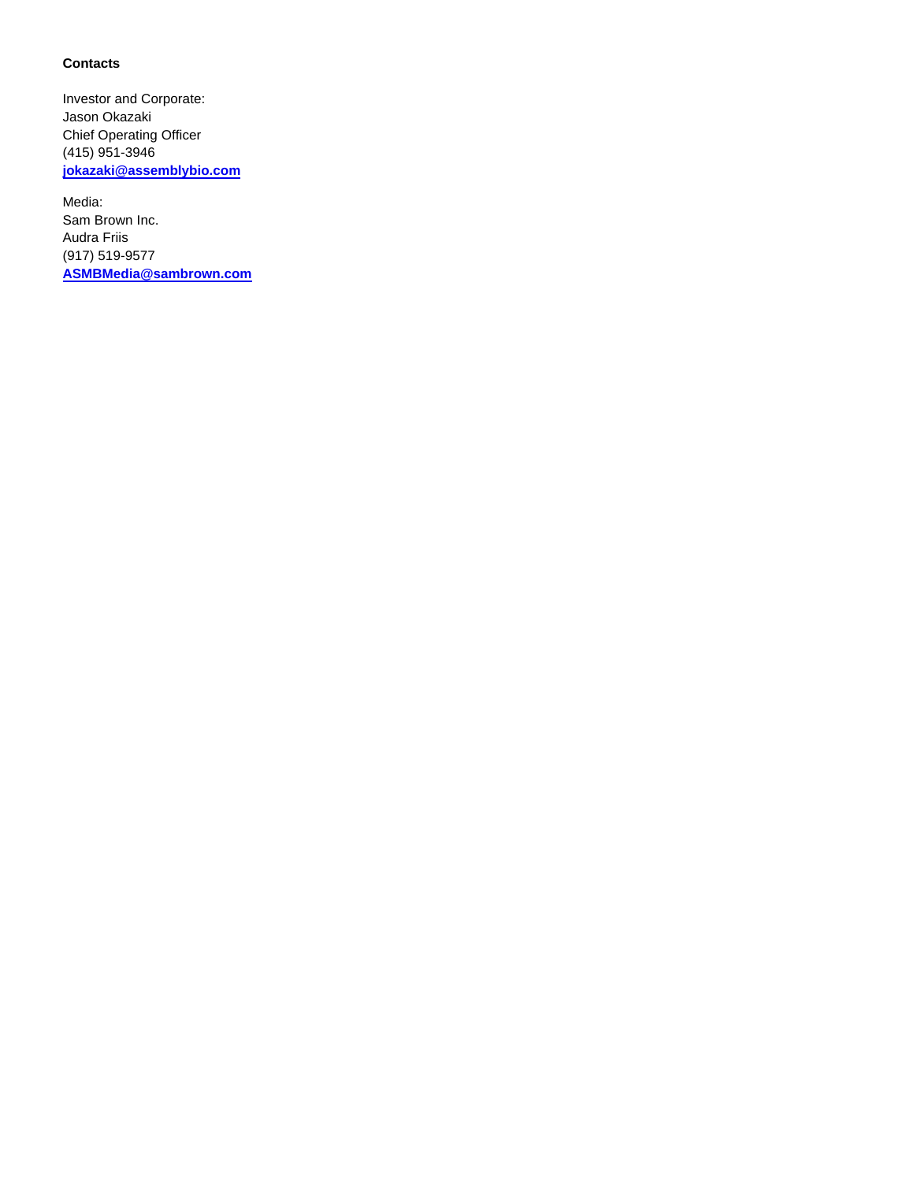**Contacts**

Investor and Corporate:
Jason Okazaki
Chief Operating Officer
(415) 951-3946
**jokazaki@assemblybio.com**

Media:
Sam Brown Inc.
Audra Friis
(917) 519-9577
**ASMBMedia@sambrown.com**